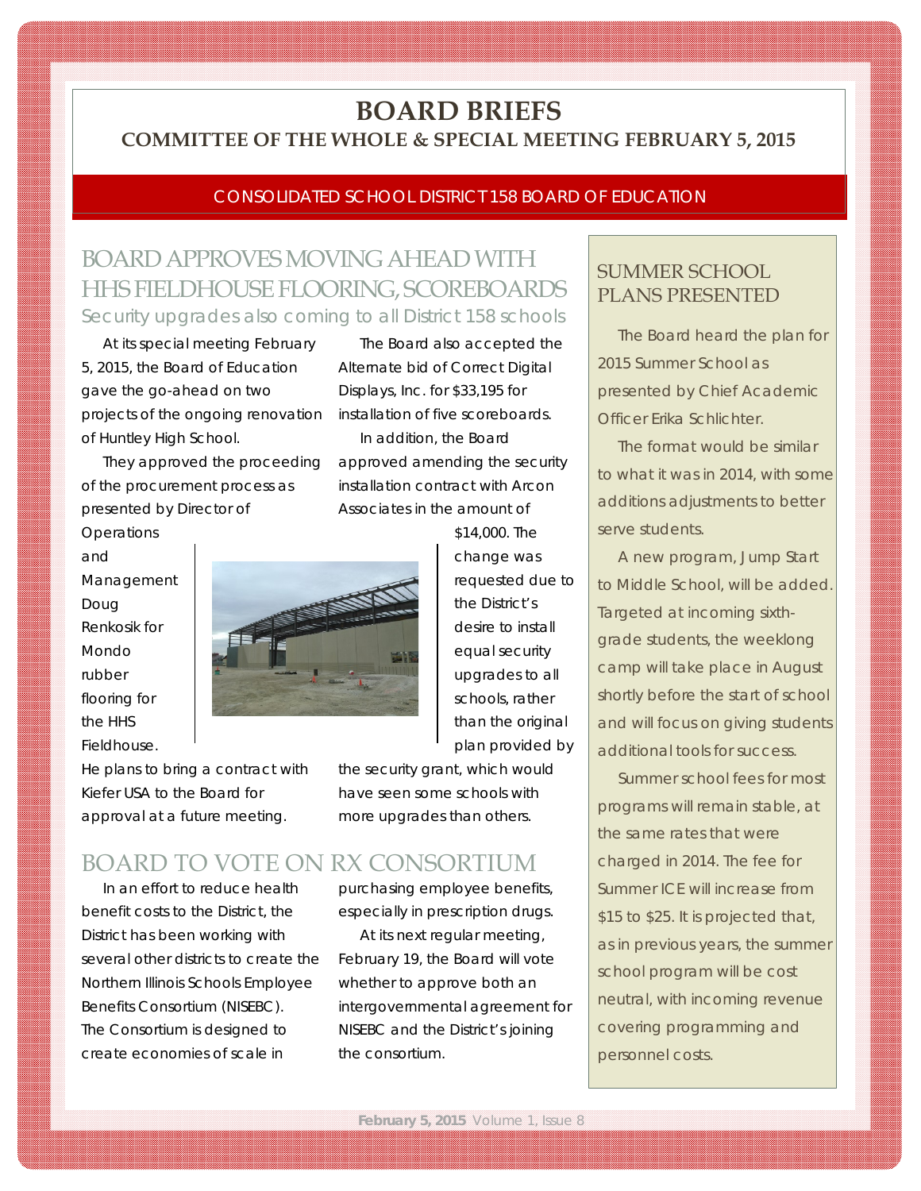# BOARD BRIEFS

## COMMITTEE OF THE WHOLE & SPECIAL MEETING FEBRUARY 5, 2015

CONSOLIDATED SCHOOL DISTRICT 158 BOARD OF EDUCATION

## BOARD APPROVES MOVING AHEAD WITH HHS FIELDHOUSE FLOORING, SCOREBOARDS

### Security upgrades also coming to all District 158 schools

At its special meeting February 5, 2015, the Board of Education gave the go-ahead on two projects of the ongoing renovation of Huntley High School.

They approved the proceeding of the procurement process as presented by Director of Operations and Management Doug Renkosik for Mondo rubber flooring for the HHS Fieldhouse. He plans to bring a contract with Kiefer USA to the Board for approval at a future meeting.

The Board also accepted the Alternate bid of Correct Digital Displays, Inc. for $33,195 for installation of five scoreboards.

In addition, the Board approved amending the security installation contract with Arcon Associates in the amount of $14,000. The change was requested due to the District's desire to install equal security upgrades to all schools, rather than the original plan provided by the security grant, which would have seen some schools with more upgrades than others.

## BOARD TO VOTE ON RX CONSORTIUM

In an effort to reduce health benefit costs to the District, the District has been working with several other districts to create the Northern Illinois Schools Employee Benefits Consortium (NISEBC). The Consortium is designed to create economies of scale in purchasing employee benefits, especially in prescription drugs.

At its next regular meeting, February 19, the Board will vote whether to approve both an intergovernmental agreement for NISEBC and the District's joining the consortium.

## SUMMER SCHOOL PLANS PRESENTED

The Board heard the plan for 2015 Summer School as presented by Chief Academic Officer Erika Schlichter.

The format would be similar to what it was in 2014, with some additions adjustments to better serve students.

A new program, Jump Start to Middle School, will be added. Targeted at incoming sixth-grade students, the weeklong camp will take place in August shortly before the start of school and will focus on giving students additional tools for success.

Summer school fees for most programs will remain stable, at the same rates that were charged in 2014. The fee for Summer ICE will increase from $15 to $25. It is projected that, as in previous years, the summer school program will be cost neutral, with incoming revenue covering programming and personnel costs.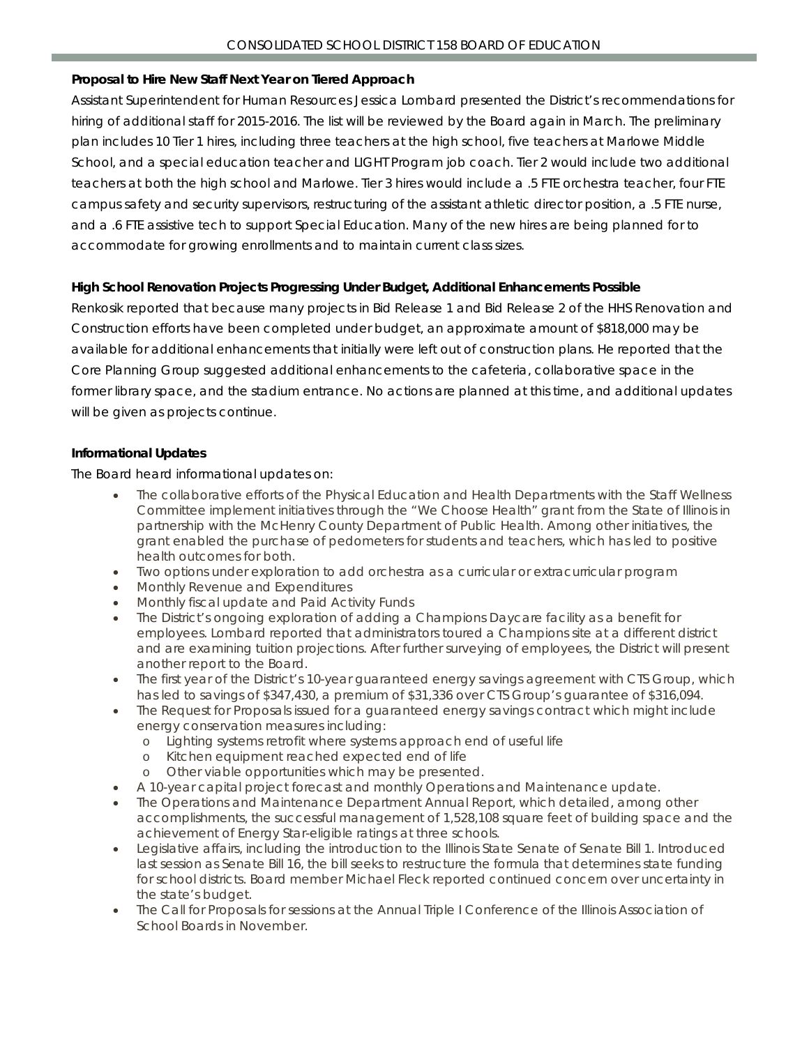### Proposal to Hire New Staff Next Year on Tiered Approach

Assistant Superintendent for Human Resources Jessica Lombard presented the District's recommendations for hiring of additional staff for 2015-2016. The list will be reviewed by the Board again in March. The preliminary plan includes 10 Tier 1 hires, including three teachers at the high school, five teachers at Marlowe Middle School, and a special education teacher and LIGHT Program job coach. Tier 2 would include two additional teachers at both the high school and Marlowe. Tier 3 hires would include a .5 FTE orchestra teacher, four FTE campus safety and security supervisors, restructuring of the assistant athletic director position, a .5 FTE nurse, and a .6 FTE assistive tech to support Special Education. Many of the new hires are being planned for to accommodate for growing enrollments and to maintain current class sizes.

### High School Renovation Projects Progressing Under Budget, Additional Enhancements Possible

Renkosik reported that because many projects in Bid Release 1 and Bid Release 2 of the HHS Renovation and Construction efforts have been completed under budget, an approximate amount of $818,000 may be available for additional enhancements that initially were left out of construction plans. He reported that the Core Planning Group suggested additional enhancements to the cafeteria, collaborative space in the former library space, and the stadium entrance. No actions are planned at this time, and additional updates will be given as projects continue.

### Informational Updates

The Board heard informational updates on:

- The collaborative efforts of the Physical Education and Health Departments with the Staff Wellness Committee implement initiatives through the "We Choose Health" grant from the State of Illinois in partnership with the McHenry County Department of Public Health. Among other initiatives, the grant enabled the purchase of pedometers for students and teachers, which has led to positive health outcomes for both.
- Two options under exploration to add orchestra as a curricular or extracurricular program
- Monthly Revenue and Expenditures
- Monthly fiscal update and Paid Activity Funds
- The District's ongoing exploration of adding a Champions Daycare facility as a benefit for employees. Lombard reported that administrators toured a Champions site at a different district and are examining tuition projections. After further surveying of employees, the District will present another report to the Board.
- The first year of the District's 10-year guaranteed energy savings agreement with CTS Group, which has led to savings of $347,430, a premium of $31,336 over CTS Group's guarantee of $316,094.
- The Request for Proposals issued for a guaranteed energy savings contract which might include energy conservation measures including:
  - Lighting systems retrofit where systems approach end of useful life
  - Kitchen equipment reached expected end of life
  - Other viable opportunities which may be presented.
- A 10-year capital project forecast and monthly Operations and Maintenance update.
- The Operations and Maintenance Department Annual Report, which detailed, among other accomplishments, the successful management of 1,528,108 square feet of building space and the achievement of Energy Star-eligible ratings at three schools.
- Legislative affairs, including the introduction to the Illinois State Senate of Senate Bill 1. Introduced last session as Senate Bill 16, the bill seeks to restructure the formula that determines state funding for school districts. Board member Michael Fleck reported continued concern over uncertainty in the state's budget.
- The Call for Proposals for sessions at the Annual Triple I Conference of the Illinois Association of School Boards in November.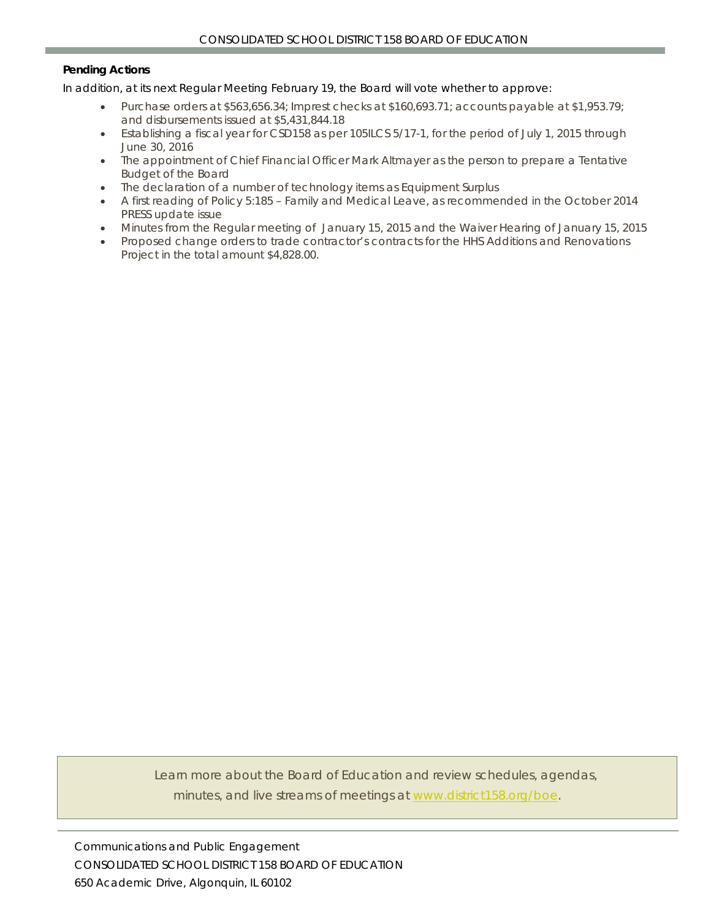**Pending Actions**

In addition, at its next Regular Meeting February 19, the Board will vote whether to approve:

- Purchase orders at $563,656.34; Imprest checks at $160,693.71; accounts payable at $1,953.79; and disbursements issued at $5,431,844.18
- Establishing a fiscal year for CSD158 as per 105ILCS 5/17-1, for the period of July 1, 2015 through June 30, 2016
- The appointment of Chief Financial Officer Mark Altmayer as the person to prepare a Tentative Budget of the Board
- The declaration of a number of technology items as Equipment Surplus
- A first reading of Policy 5:185 – Family and Medical Leave, as recommended in the October 2014 PRESS update issue
- Minutes from the Regular meeting of January 15, 2015 and the Waiver Hearing of January 15, 2015
- Proposed change orders to trade contractor's contracts for the HHS Additions and Renovations Project in the total amount $4,828.00.

Learn more about the Board of Education and review schedules, agendas, minutes, and live streams of meetings at www.district158.org/boe.

Communications and Public Engagement
CONSOLIDATED SCHOOL DISTRICT 158 BOARD OF EDUCATION
650 Academic Drive, Algonquin, IL 60102